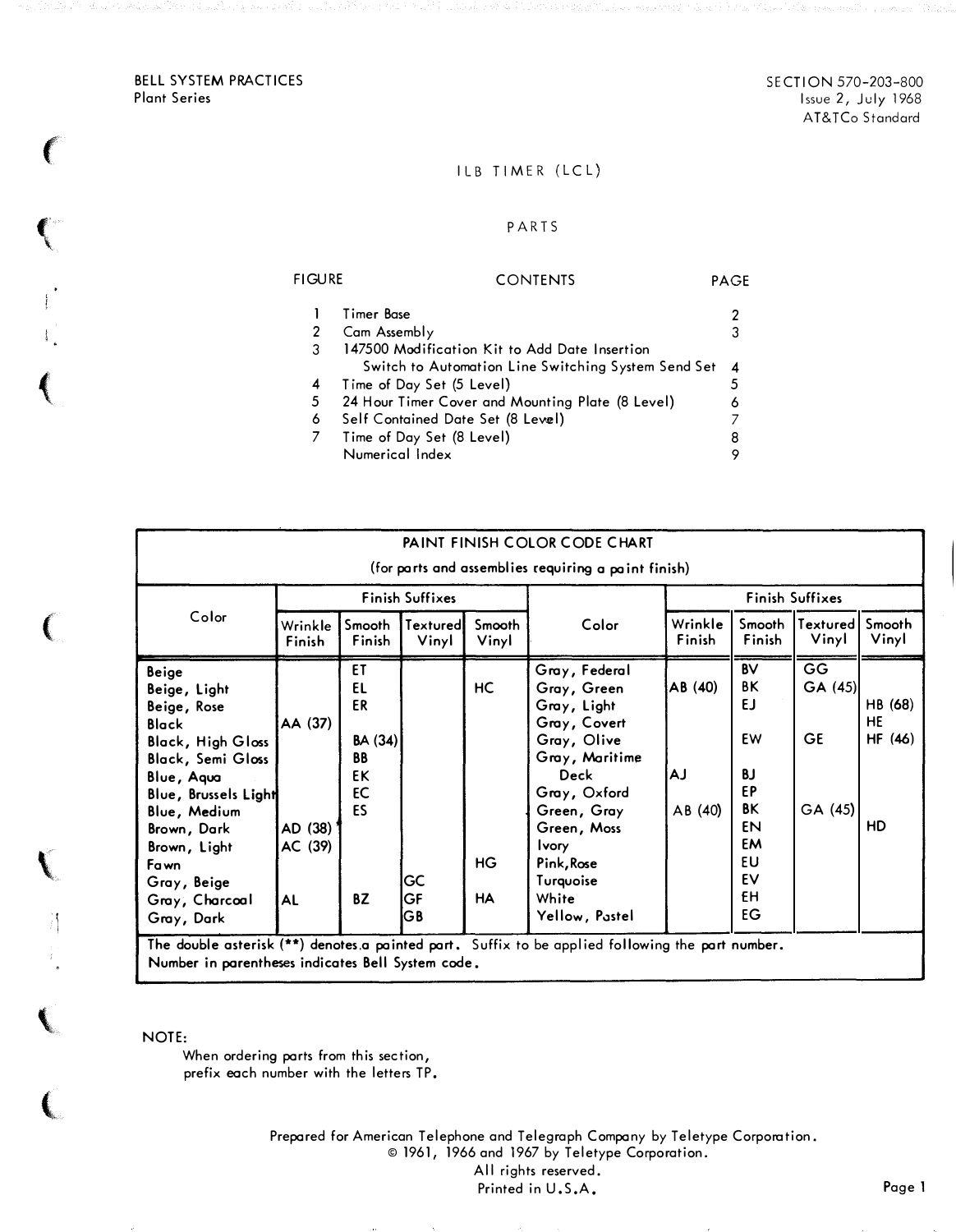BELL SYSTEM PRACTICES
Plant Series

SECTION 570-203-800
Issue 2, July 1968
AT&TCo Standard

# ILB TIMER (LCL)

## PARTS

| FIGURE | CONTENTS | PAGE |
|---|---|---|
| 1 | Timer Base | 2 |
| 2 | Cam Assembly | 3 |
| 3 | 147500 Modification Kit to Add Date Insertion Switch to Automation Line Switching System Send Set | 4 |
| 4 | Time of Day Set (5 Level) | 5 |
| 5 | 24 Hour Timer Cover and Mounting Plate (8 Level) | 6 |
| 6 | Self Contained Date Set (8 Level) | 7 |
| 7 | Time of Day Set (8 Level) | 8 |
| | Numerical Index | 9 |

**PAINT FINISH COLOR CODE CHART**
(for parts and assemblies requiring a paint finish)

| Color | Finish Suffixes | | | | Color | Finish Suffixes | | | |
|---|---|---|---|---|---|---|---|---|---|
| | Wrinkle Finish | Smooth Finish | Textured Vinyl | Smooth Vinyl | | Wrinkle Finish | Smooth Finish | Textured Vinyl | Smooth Vinyl |
| Beige | | ET | | | Gray, Federal | | BV | GG | |
| Beige, Light | | EL | | HC | Gray, Green | AB (40) | BK | GA (45) | |
| Beige, Rose | | ER | | | Gray, Light | | EJ | | HB (68) |
| Black | AA (37) | | | | Gray, Covert | | | | HE |
| Black, High Gloss | | BA (34) | | | Gray, Olive | | EW | GE | HF (46) |
| Black, Semi Gloss | | BB | | | Gray, Maritime Deck | AJ | BJ | | |
| Blue, Aqua | | EK | | | Gray, Oxford | | EP | | |
| Blue, Brussels Light | | EC | | | Green, Gray | AB (40) | BK | GA (45) | |
| Blue, Medium | | ES | | | Green, Moss | | EN | | HD |
| Brown, Dark | AD (38) | | | | Ivory | | EM | | |
| Brown, Light | AC (39) | | | | Pink, Rose | | EU | | |
| Fawn | | | | HG | Turquoise | | EV | | |
| Gray, Beige | | | GC | | White | | EH | | |
| Gray, Charcoal | AL | BZ | GF | HA | Yellow, Pastel | | EG | | |
| Gray, Dark | | | GB | | | | | | |

The double asterisk (**) denotes a painted part. Suffix to be applied following the part number.
Number in parentheses indicates Bell System code.

NOTE:
When ordering parts from this section, prefix each number with the letters TP.

Prepared for American Telephone and Telegraph Company by Teletype Corporation.
© 1961, 1966 and 1967 by Teletype Corporation.
All rights reserved.
Printed in U.S.A.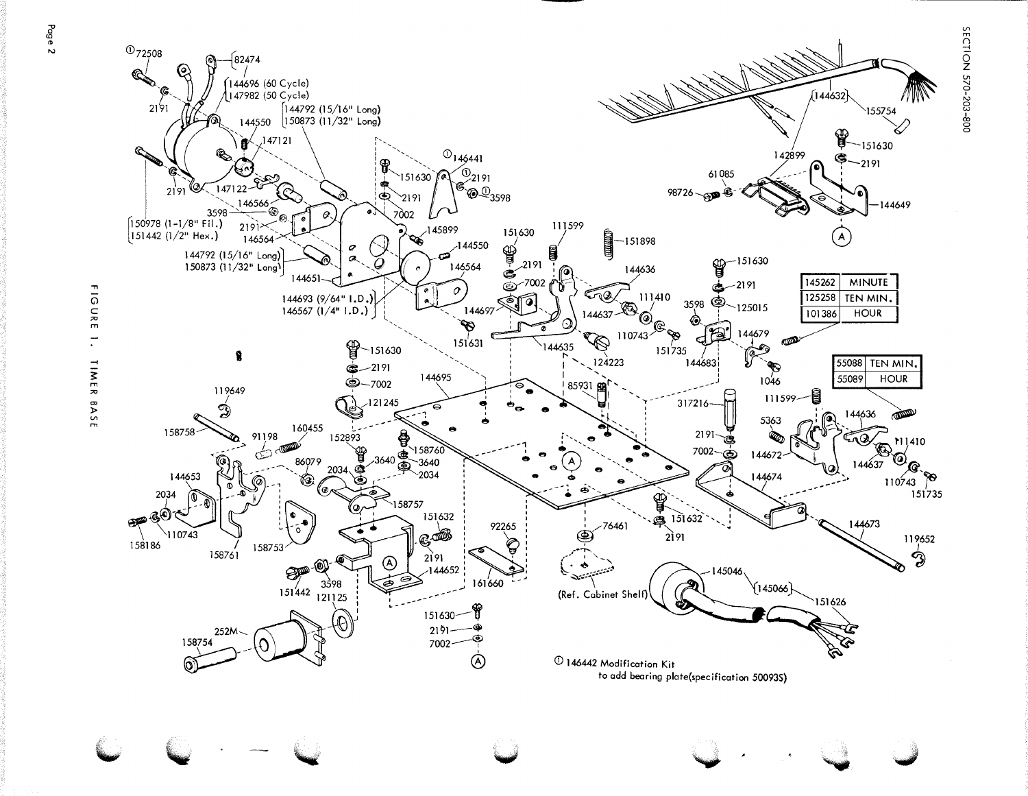# FIGURE 1. TIMER BASE

①72508

82474

144696 (60 Cycle)
147982 (50 Cycle)

144792 (15/16" Long)
150873 (11/32" Long)

144550

147121

2191

147122

146566

3598

2191

146564

150978 (1-1/8" Fil.)
151442 (1/2" Hex.)

144792 (15/16" Long)
150873 (11/32" Long)

144651

144693 (9/64" I.D.)
146567 (1/4" I.D.)

①146441

151630

①2191

①3598

2191

7002

145899

144550

146564

151631

151630

111599

151898

2191

7002

144636

144697

111410

144637

110743

144635

124223

151735

144632

155754

151630

2191

142899

61085

98726

144649

151630

2191

125015

3598

144679

144683

1046

| 145262 | MINUTE |
|---|---|
| 125258 | TEN MIN. |
| 101386 | HOUR |

| 55088 | TEN MIN. |
|---|---|
| 55089 | HOUR |

151630

2191

7002

144695

121245

119649

158758

91198

160455

86079

152893

158760

3640

3640

2034

2034

158757

144653

2034

110743

158186

158761

158753

151632

2191

144652

3598

151442

121125

252M

158754

92265

161660

151630

2191

7002

85931

317216

2191

7002

151632

2191

76461

(Ref. Cabinet Shelf)

111599

5363

144636

144672

111410

144637

110743

151735

144674

144673

119652

145046

145066

151626

① 146442 Modification Kit to add bearing plate(specification 50093S)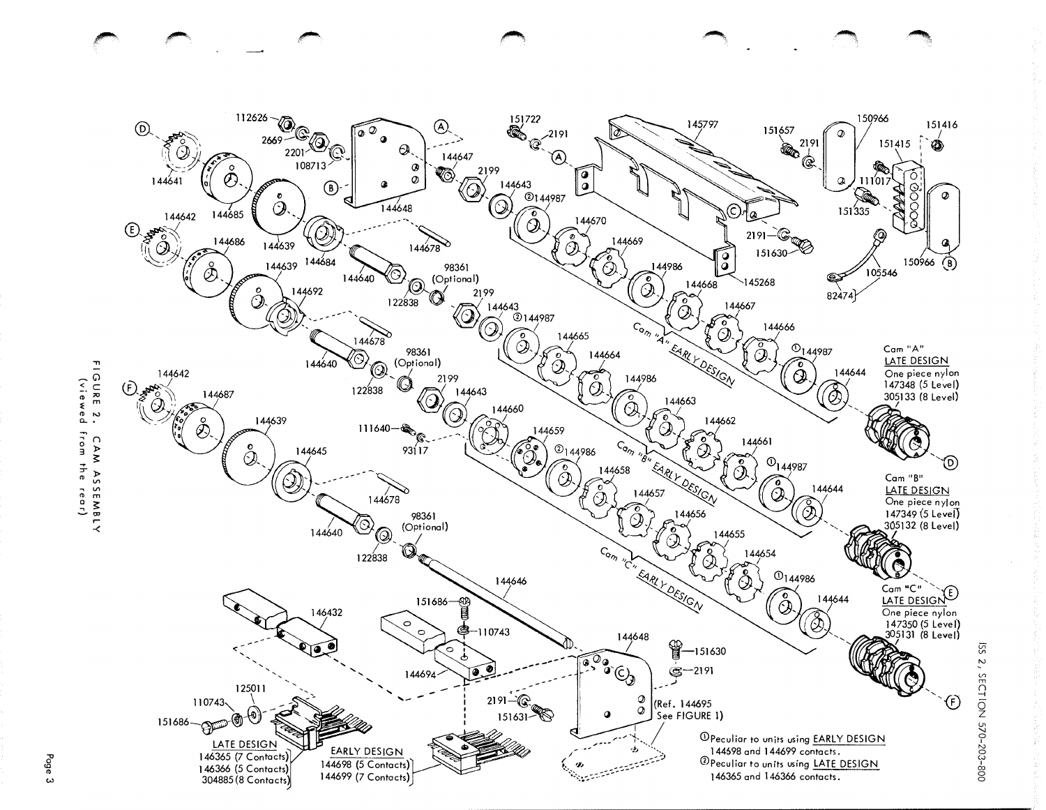FIGURE 2. CAM ASSEMBLY
(viewed from the rear)

Cam "A"
LATE DESIGN
One piece nylon
147348 (5 Level)
305133 (8 Level)

Cam "B"
LATE DESIGN
One piece nylon
147349 (5 Level)
305132 (8 Level)

Cam "C"
LATE DESIGN
One piece nylon
147350 (5 Level)
305131 (8 Level)

Cam "A" EARLY DESIGN

Cam "B" EARLY DESIGN

Cam "C" EARLY DESIGN

LATE DESIGN
146365 (7 Contacts)
146366 (5 Contacts)
304885 (8 Contacts)

EARLY DESIGN
144698 (5 Contacts)
144699 (7 Contacts)

(Ref. 144695 See FIGURE 1)

① Peculiar to units using EARLY DESIGN 144698 and 144699 contacts.

② Peculiar to units using LATE DESIGN 146365 and 146366 contacts.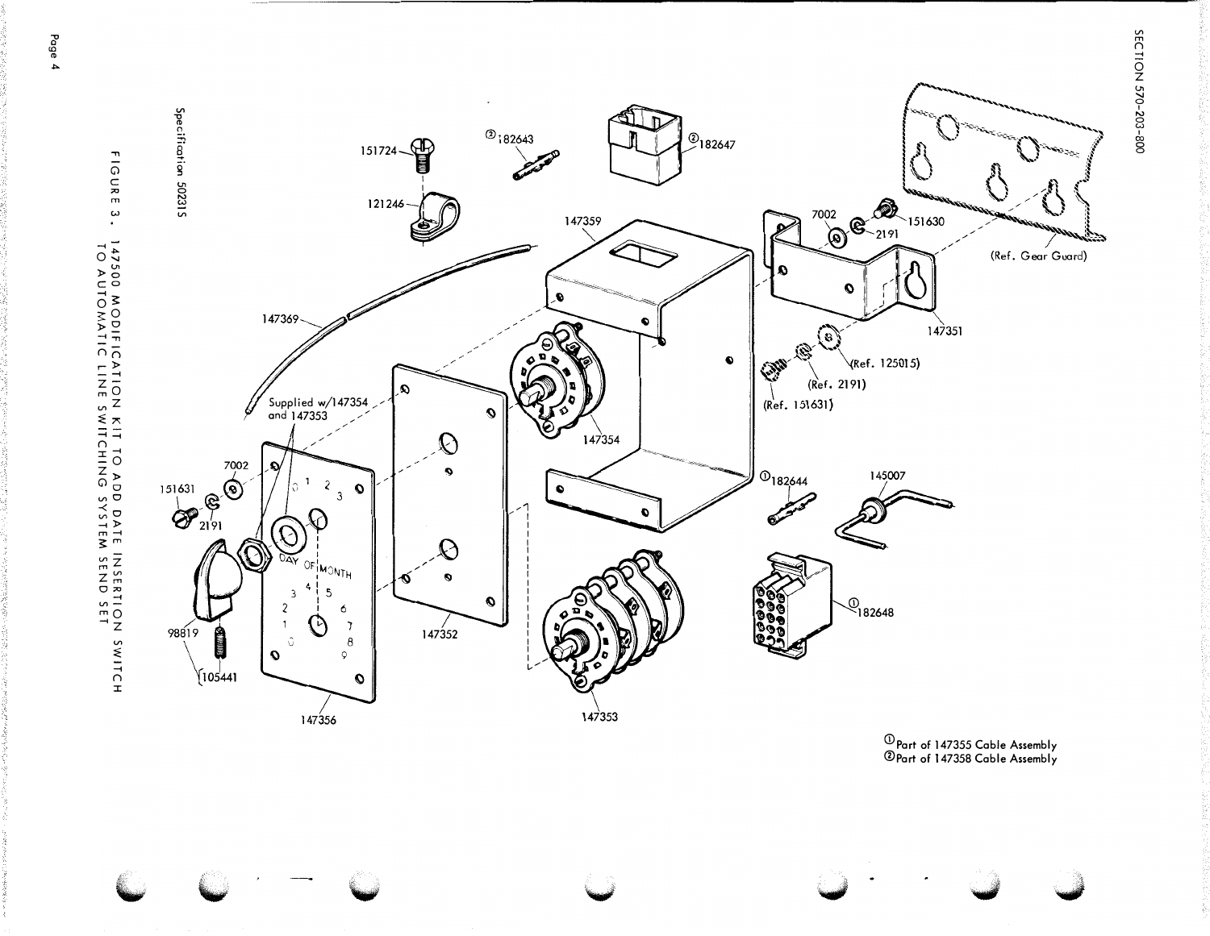151724

②182643

②182647

121246

147359

7002

151630

2191

(Ref. Gear Guard)

147369

147351

(Ref. 125015)

(Ref. 2191)

(Ref. 151631)

147354

Supplied w/147354 and 147353

7002

①182644

145007

151631

2191

0 1 2 3

DAY OF MONTH

3 4 5

2 6

1 7

0 8

9

98819

105441

147352

①182648

147356

147353

①Part of 147355 Cable Assembly
②Part of 147358 Cable Assembly

Specification 50231S

FIGURE 3. 147500 MODIFICATION KIT TO ADD DATE INSERTION SWITCH TO AUTOMATIC LINE SWITCHING SYSTEM SEND SET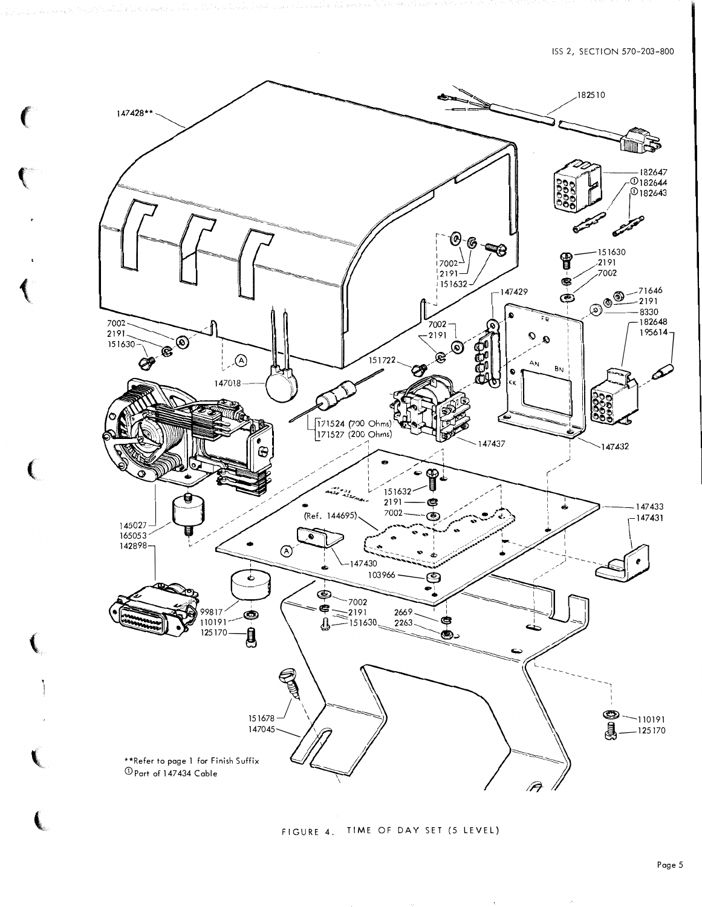**Refer to page 1 for Finish Suffix

① Part of 147434 Cable

FIGURE 4. TIME OF DAY SET (5 LEVEL)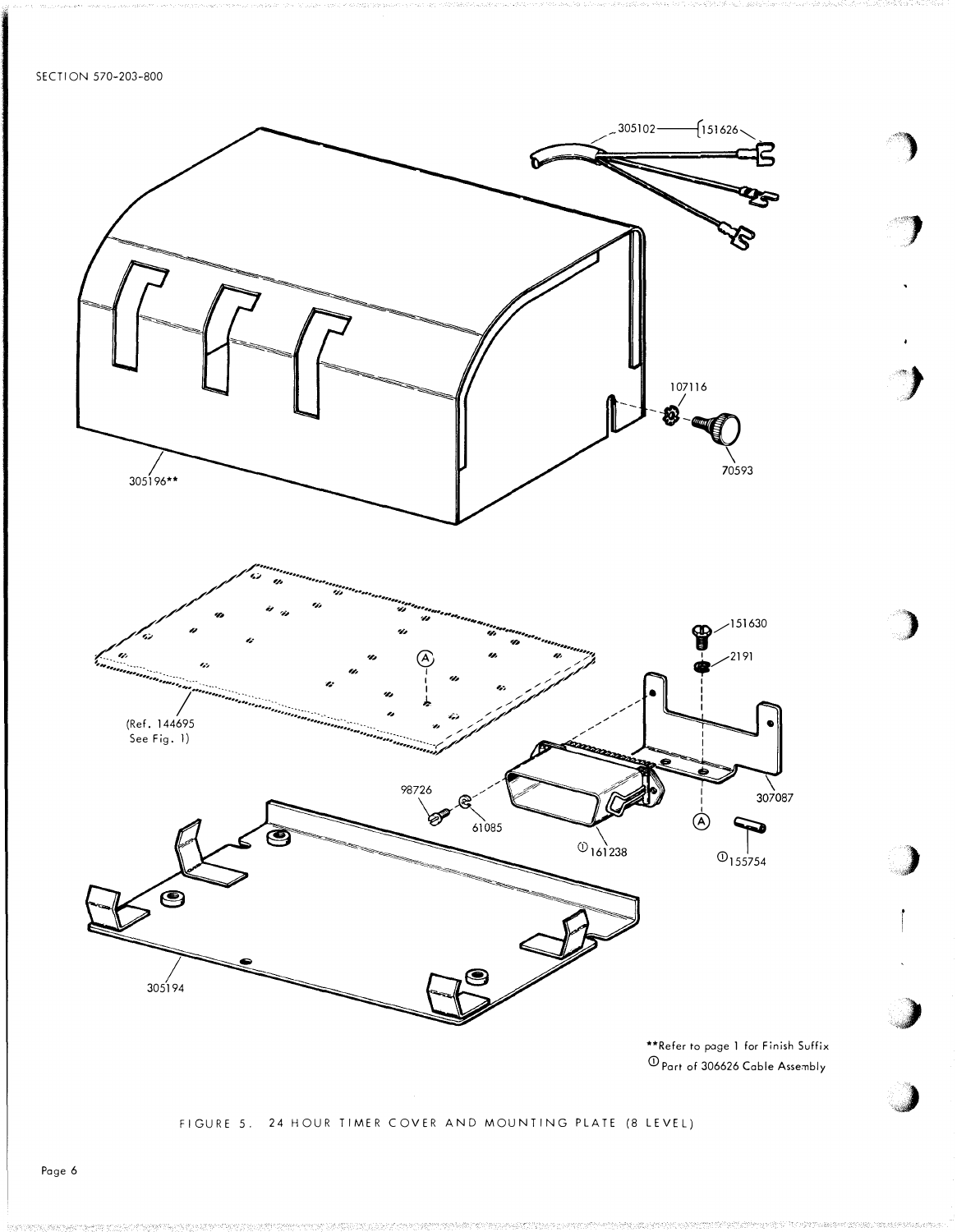305102 — 151626

107116

70593

305196**

151630

2191

(Ref. 144695 See Fig. 1)

Ⓐ

98726

61085

① 161238

307087

Ⓐ

① 155754

305194

**Refer to page 1 for Finish Suffix

① Part of 306626 Cable Assembly

FIGURE 5. 24 HOUR TIMER COVER AND MOUNTING PLATE (8 LEVEL)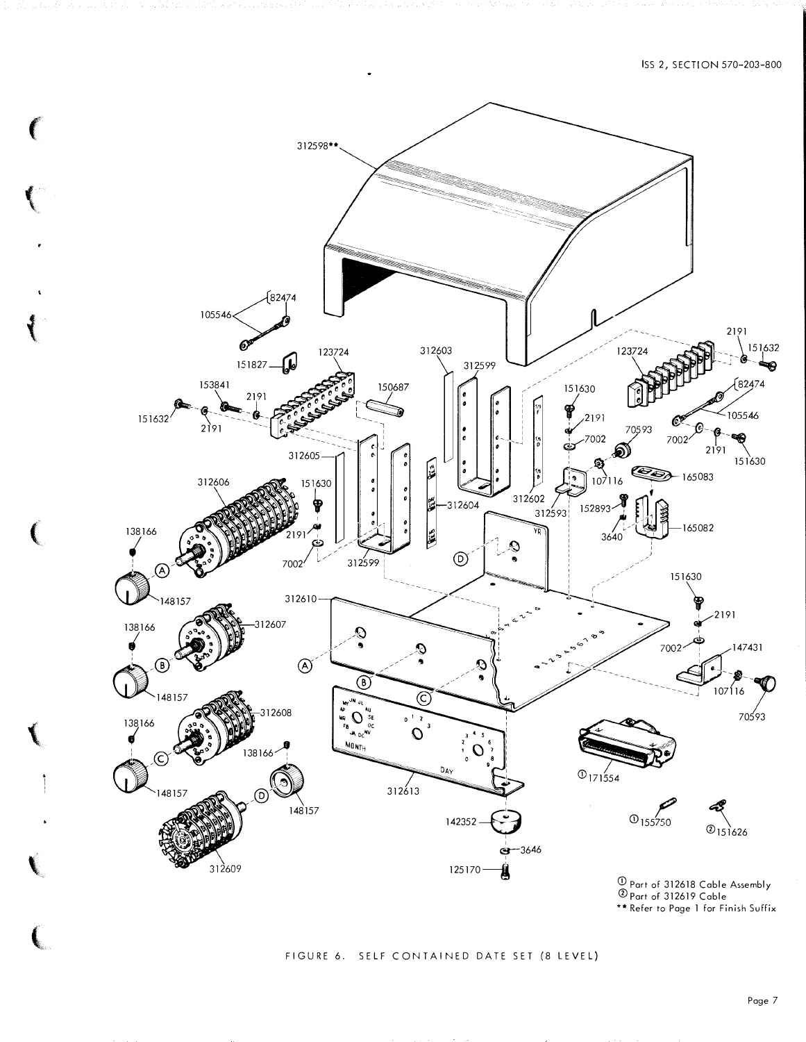① Part of 312618 Cable Assembly
② Part of 312619 Cable
** Refer to Page 1 for Finish Suffix

FIGURE 6. SELF CONTAINED DATE SET (8 LEVEL)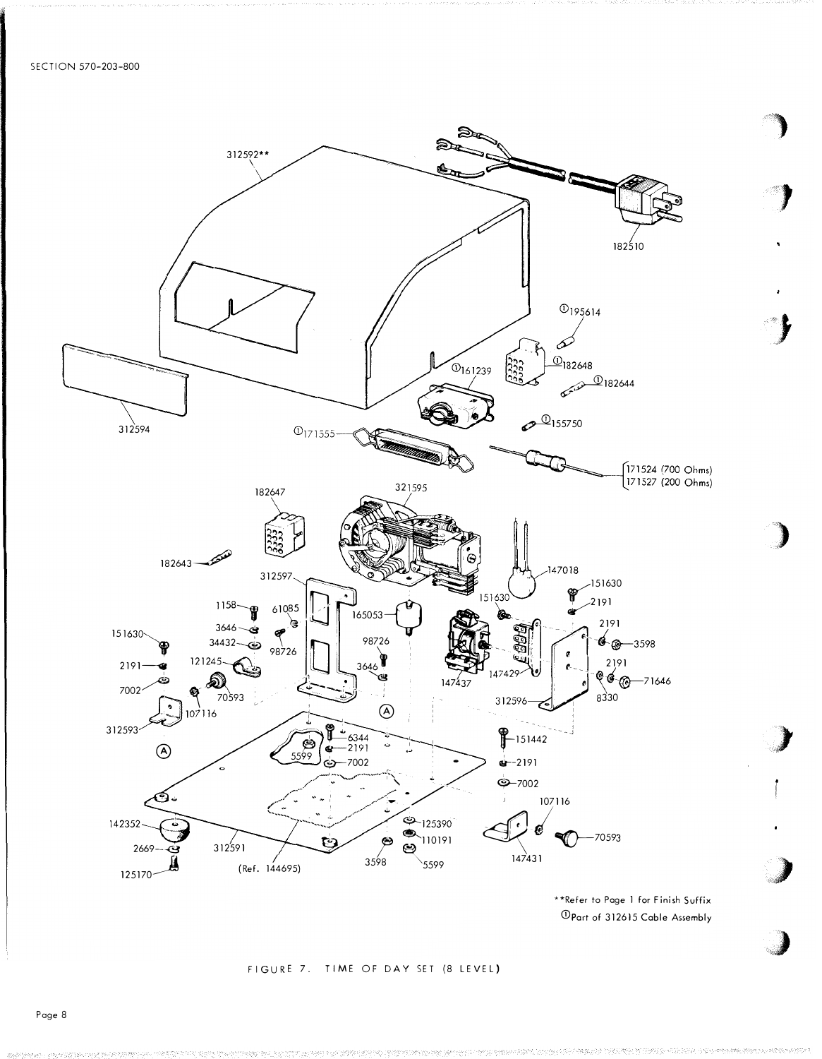**Refer to Page 1 for Finish Suffix
①Part of 312615 Cable Assembly

FIGURE 7. TIME OF DAY SET (8 LEVEL)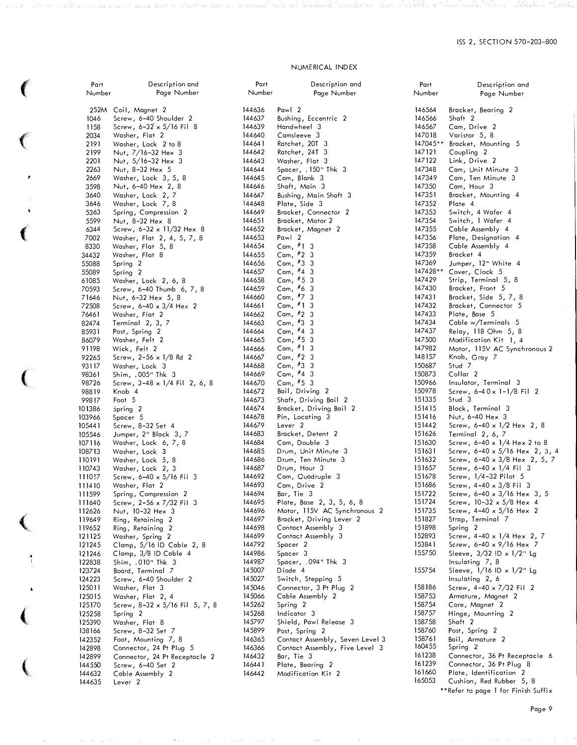## NUMERICAL INDEX

| Part Number | Description and Page Number |
|---|---|
| 252M | Coil, Magnet 2 |
| 1046 | Screw, 6-40 Shoulder 2 |
| 1158 | Screw, 6-32 x 5/16 Fil 8 |
| 2034 | Washer, Flat 2 |
| 2191 | Washer, Lock 2 to 8 |
| 2199 | Nut, 7/16-32 Hex 3 |
| 2201 | Nut, 5/16-32 Hex 3 |
| 2263 | Nut, 8-32 Hex 5 |
| 2669 | Washer, Lock 3, 5, 8 |
| 3598 | Nut, 6-40 Hex 2, 8 |
| 3640 | Washer, Lock 2, 7 |
| 3646 | Washer, Lock 7, 8 |
| 5363 | Spring, Compression 2 |
| 5599 | Nut, 8-32 Hex 8 |
| 6344 | Screw, 6-32 x 11/32 Hex 8 |
| 7002 | Washer, Flat 2, 4, 5, 7, 8 |
| 8330 | Washer, Flat 5, 8 |
| 34432 | Washer, Flat 8 |
| 55088 | Spring 2 |
| 55089 | Spring 2 |
| 61085 | Washer, Lock 2, 6, 8 |
| 70593 | Screw, 6-40 Thumb 6, 7, 8 |
| 71646 | Nut, 6-32 Hex 5, 8 |
| 72508 | Screw, 6-40 x 3/4 Hex 2 |
| 76461 | Washer, Flat 2 |
| 82474 | Terminal 2, 3, 7 |
| 85931 | Post, Spring 2 |
| 86079 | Washer, Felt 2 |
| 91198 | Wick, Felt 2 |
| 92265 | Screw, 2-56 x 1/8 Rd 2 |
| 93117 | Washer, Lock 3 |
| 98361 | Shim, .005" Thk 3 |
| 98726 | Screw, 3-48 x 1/4 Fil 2, 6, 8 |
| 98819 | Knob 4 |
| 99817 | Foot 5 |
| 101386 | Spring 2 |
| 103966 | Spacer 5 |
| 105441 | Screw, 8-32 Set 4 |
| 105546 | Jumper, 2" Black 3, 7 |
| 107116 | Washer, Lock 6, 7, 8 |
| 108713 | Washer, Lock 3 |
| 110191 | Washer, Lock 5, 8 |
| 110743 | Washer, Lock 2, 3 |
| 111017 | Screw, 6-40 x 5/16 Fil 3 |
| 111410 | Washer, Flat 2 |
| 111599 | Spring, Compression 2 |
| 111640 | Screw, 2-56 x 7/32 Fil 3 |
| 112626 | Nut, 10-32 Hex 3 |
| 119649 | Ring, Retaining 2 |
| 119652 | Ring, Retaining 2 |
| 121125 | Washer, Spring 2 |
| 121245 | Clamp, 5/16 ID Cable 2, 8 |
| 121246 | Clamp, 3/8 ID Cable 4 |
| 122838 | Shim, .010" Thk 3 |
| 123724 | Board, Terminal 7 |
| 124223 | Screw, 6-40 Shoulder 2 |
| 125011 | Washer, Flat 3 |
| 125015 | Washer, Flat 2, 4 |
| 125170 | Screw, 8-32 x 5/16 Fil 5, 7, 8 |
| 125258 | Spring 2 |
| 125390 | Washer, Flat 8 |
| 138166 | Screw, 8-32 Set 7 |
| 142352 | Foot, Mounting 7, 8 |
| 142898 | Connector, 24 Pt Plug 5 |
| 142899 | Connector, 24 Pt Receptacle 2 |
| 144550 | Screw, 6-40 Set 2 |
| 144632 | Cable Assembly 2 |
| 144635 | Lever 2 |
| 144636 | Pawl 2 |
| 144637 | Bushing, Eccentric 2 |
| 144639 | Handwheel 3 |
| 144640 | Camsleeve 3 |
| 144641 | Ratchet, 20T 3 |
| 144642 | Ratchet, 24T 3 |
| 144643 | Washer, Flat 3 |
| 144644 | Spacer, .150" Thk 3 |
| 144645 | Cam, Blank 3 |
| 144646 | Shaft, Main 3 |
| 144647 | Bushing, Main Shaft 3 |
| 144648 | Plate, Side 3 |
| 144649 | Bracket, Connector 2 |
| 144651 | Bracket, Motor 2 |
| 144652 | Bracket, Magnet 2 |
| 144653 | Pawl 2 |
| 144654 | Cam, #1 3 |
| 144655 | Cam, #2 3 |
| 144656 | Cam, #3 3 |
| 144657 | Cam, #4 3 |
| 144658 | Cam, #5 3 |
| 144659 | Cam, #6 3 |
| 144660 | Cam, #7 3 |
| 144661 | Cam, #1 3 |
| 144662 | Cam, #2 3 |
| 144663 | Cam, #3 3 |
| 144664 | Cam, #4 3 |
| 144665 | Cam, #5 3 |
| 144666 | Cam, #1 3 |
| 144667 | Cam, #2 3 |
| 144668 | Cam, #3 3 |
| 144669 | Cam, #4 3 |
| 144670 | Cam, #5 3 |
| 144672 | Bail, Driving 2 |
| 144673 | Shaft, Driving Bail 2 |
| 144674 | Bracket, Driving Bail 2 |
| 144678 | Pin, Locating 3 |
| 144679 | Lever 2 |
| 144683 | Bracket, Detent 2 |
| 144684 | Cam, Double 3 |
| 144685 | Drum, Unit Minute 3 |
| 144686 | Drum, Ten Minute 3 |
| 144687 | Drum, Hour 3 |
| 144692 | Cam, Quadruple 3 |
| 144693 | Cam, Drive 2 |
| 144694 | Bar, Tie 3 |
| 144695 | Plate, Base 2, 3, 5, 6, 8 |
| 144696 | Motor, 115V AC Synchronous 2 |
| 144697 | Bracket, Driving Lever 2 |
| 144698 | Contact Assembly 3 |
| 144699 | Contact Assembly 3 |
| 144792 | Spacer 2 |
| 144986 | Spacer 3 |
| 144987 | Spacer, .094" Thk 3 |
| 145007 | Diode 4 |
| 145027 | Switch, Stepping 5 |
| 145046 | Connector, 3 Pt Plug 2 |
| 145066 | Cable Assembly 2 |
| 145262 | Spring 2 |
| 145268 | Indicator 3 |
| 145797 | Shield, Pawl Release 3 |
| 145899 | Post, Spring 2 |
| 146365 | Contact Assembly, Seven Level 3 |
| 146366 | Contact Assembly, Five Level 3 |
| 146432 | Bar, Tie 3 |
| 146441 | Plate, Bearing 2 |
| 146442 | Modification Kit 2 |
| 146564 | Bracket, Bearing 2 |
| 146566 | Shaft 2 |
| 146567 | Cam, Drive 2 |
| 147018 | Varistor 5, 8 |
| 147045** | Bracket, Mounting 5 |
| 147121 | Coupling 2 |
| 147122 | Link, Drive 2 |
| 147348 | Cam, Unit Minute 3 |
| 147349 | Cam, Ten Minute 3 |
| 147350 | Cam, Hour 3 |
| 147351 | Bracket, Mounting 4 |
| 147352 | Plate 4 |
| 147353 | Switch, 4 Wafer 4 |
| 147354 | Switch, 1 Wafer 4 |
| 147355 | Cable Assembly 4 |
| 147356 | Plate, Designation 4 |
| 147358 | Cable Assembly 4 |
| 147359 | Bracket 4 |
| 147369 | Jumper, 12" White 4 |
| 147428** | Cover, Clock 5 |
| 147429 | Strip, Terminal 5, 8 |
| 147430 | Bracket, Front 5 |
| 147431 | Bracket, Side 5, 7, 8 |
| 147432 | Bracket, Connector 5 |
| 147433 | Plate, Base 5 |
| 147434 | Cable w/Terminals 5 |
| 147437 | Relay, 118 Ohm 5, 8 |
| 147500 | Modification Kit 1, 4 |
| 147982 | Motor, 115V AC Synchronous 2 |
| 148157 | Knob, Gray 7 |
| 150687 | Stud 7 |
| 150873 | Collar 2 |
| 150966 | Insulator, Terminal 3 |
| 150978 | Screw, 6-40 x 1-1/8 Fil 2 |
| 151335 | Stud 3 |
| 151415 | Block, Terminal 3 |
| 151416 | Nut, 6-40 Hex 3 |
| 151442 | Screw, 6-40 x 1/2 Hex 2, 8 |
| 151626 | Terminal 2, 6, 7 |
| 151630 | Screw, 6-40 x 1/4 Hex 2 to 8 |
| 151631 | Screw, 6-40 x 5/16 Hex 2, 3, 4 |
| 151632 | Screw, 6-40 x 3/8 Hex 2, 5, 7 |
| 151657 | Screw, 6-40 x 1/4 Fil 3 |
| 151678 | Screw, 1/4-32 Pilot 5 |
| 151686 | Screw, 4-40 x 3/8 Fil 3 |
| 151722 | Screw, 6-40 x 3/16 Hex 3, 5 |
| 151724 | Screw, 10-32 x 5/8 Hex 4 |
| 151735 | Screw, 4-40 x 5/16 Hex 2 |
| 151827 | Strap, Terminal 7 |
| 151898 | Spring 2 |
| 152893 | Screw, 4-40 x 1/4 Hex 2, 7 |
| 153841 | Screw, 6-40 x 9/16 Hex 7 |
| 155750 | Sleeve, 3/32 ID x 1/2" Lg Insulating 7, 8 |
| 155754 | Sleeve, 1/16 ID x 1/2" Lg Insulating 2, 6 |
| 158186 | Screw, 4-40 x 7/32 Fil 2 |
| 158753 | Armature, Magnet 2 |
| 158754 | Core, Magnet 2 |
| 158757 | Hinge, Mounting 2 |
| 158758 | Shaft 2 |
| 158760 | Post, Spring 2 |
| 158761 | Bail, Armature 2 |
| 160455 | Spring 2 |
| 161238 | Connector, 36 Pt Receptacle 6 |
| 161239 | Connector, 36 Pt Plug 8 |
| 161660 | Plate, Identification 2 |
| 165053 | Cushion, Red Rubber 5, 8 |

**Refer to page 1 for Finish Suffix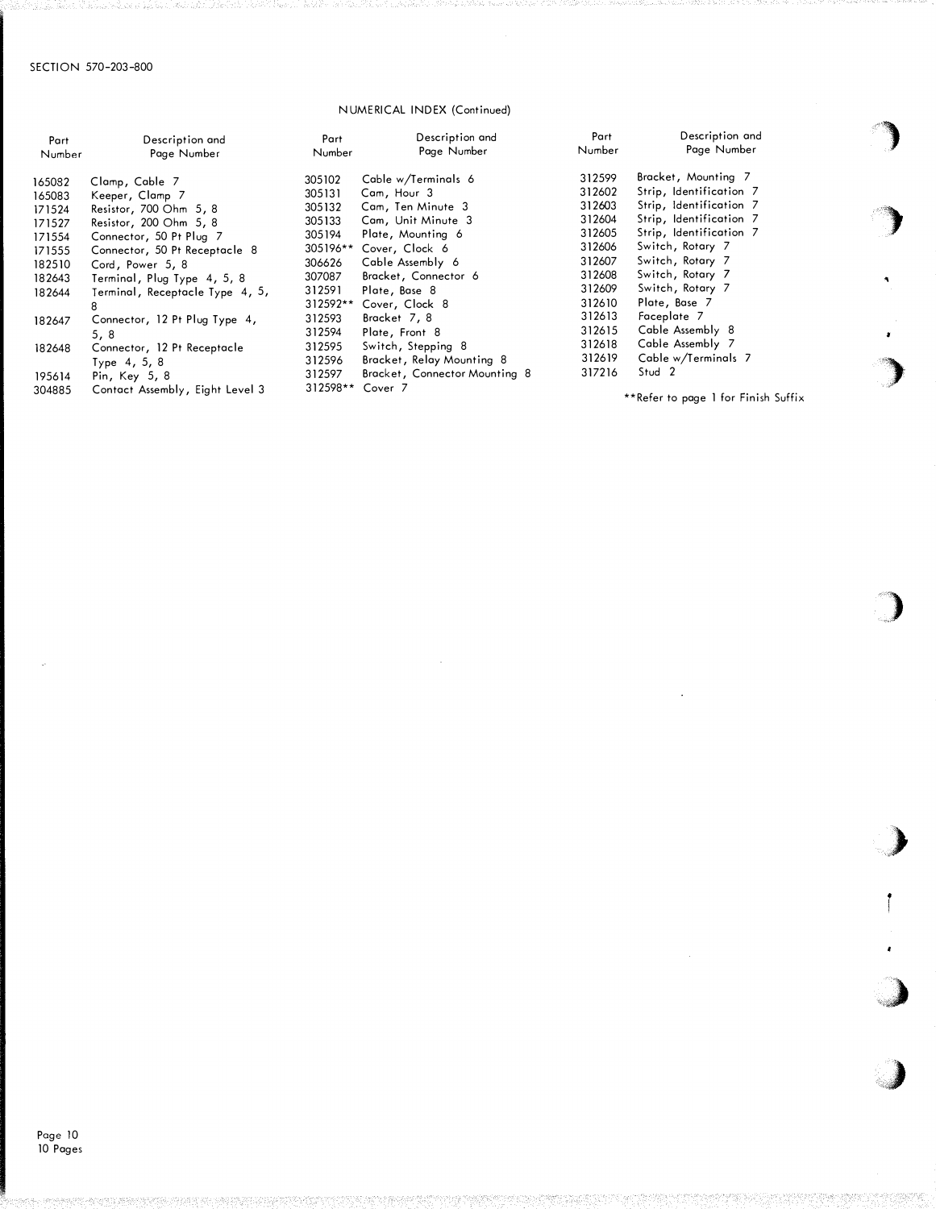## NUMERICAL INDEX (Continued)

| Part Number | Description and Page Number |
|---|---|
| 165082 | Clamp, Cable 7 |
| 165083 | Keeper, Clamp 7 |
| 171524 | Resistor, 700 Ohm 5, 8 |
| 171527 | Resistor, 200 Ohm 5, 8 |
| 171554 | Connector, 50 Pt Plug 7 |
| 171555 | Connector, 50 Pt Receptacle 8 |
| 182510 | Cord, Power 5, 8 |
| 182643 | Terminal, Plug Type 4, 5, 8 |
| 182644 | Terminal, Receptacle Type 4, 5, 8 |
| 182647 | Connector, 12 Pt Plug Type 4, 5, 8 |
| 182648 | Connector, 12 Pt Receptacle Type 4, 5, 8 |
| 195614 | Pin, Key 5, 8 |
| 304885 | Contact Assembly, Eight Level 3 |
| 305102 | Cable w/Terminals 6 |
| 305131 | Cam, Hour 3 |
| 305132 | Cam, Ten Minute 3 |
| 305133 | Cam, Unit Minute 3 |
| 305194 | Plate, Mounting 6 |
| 305196** | Cover, Clock 6 |
| 306626 | Cable Assembly 6 |
| 307087 | Bracket, Connector 6 |
| 312591 | Plate, Base 8 |
| 312592** | Cover, Clock 8 |
| 312593 | Bracket 7, 8 |
| 312594 | Plate, Front 8 |
| 312595 | Switch, Stepping 8 |
| 312596 | Bracket, Relay Mounting 8 |
| 312597 | Bracket, Connector Mounting 8 |
| 312598** | Cover 7 |
| 312599 | Bracket, Mounting 7 |
| 312602 | Strip, Identification 7 |
| 312603 | Strip, Identification 7 |
| 312604 | Strip, Identification 7 |
| 312605 | Strip, Identification 7 |
| 312606 | Switch, Rotary 7 |
| 312607 | Switch, Rotary 7 |
| 312608 | Switch, Rotary 7 |
| 312609 | Switch, Rotary 7 |
| 312610 | Plate, Base 7 |
| 312613 | Faceplate 7 |
| 312615 | Cable Assembly 8 |
| 312618 | Cable Assembly 7 |
| 312619 | Cable w/Terminals 7 |
| 317216 | Stud 2 |

**Refer to page 1 for Finish Suffix